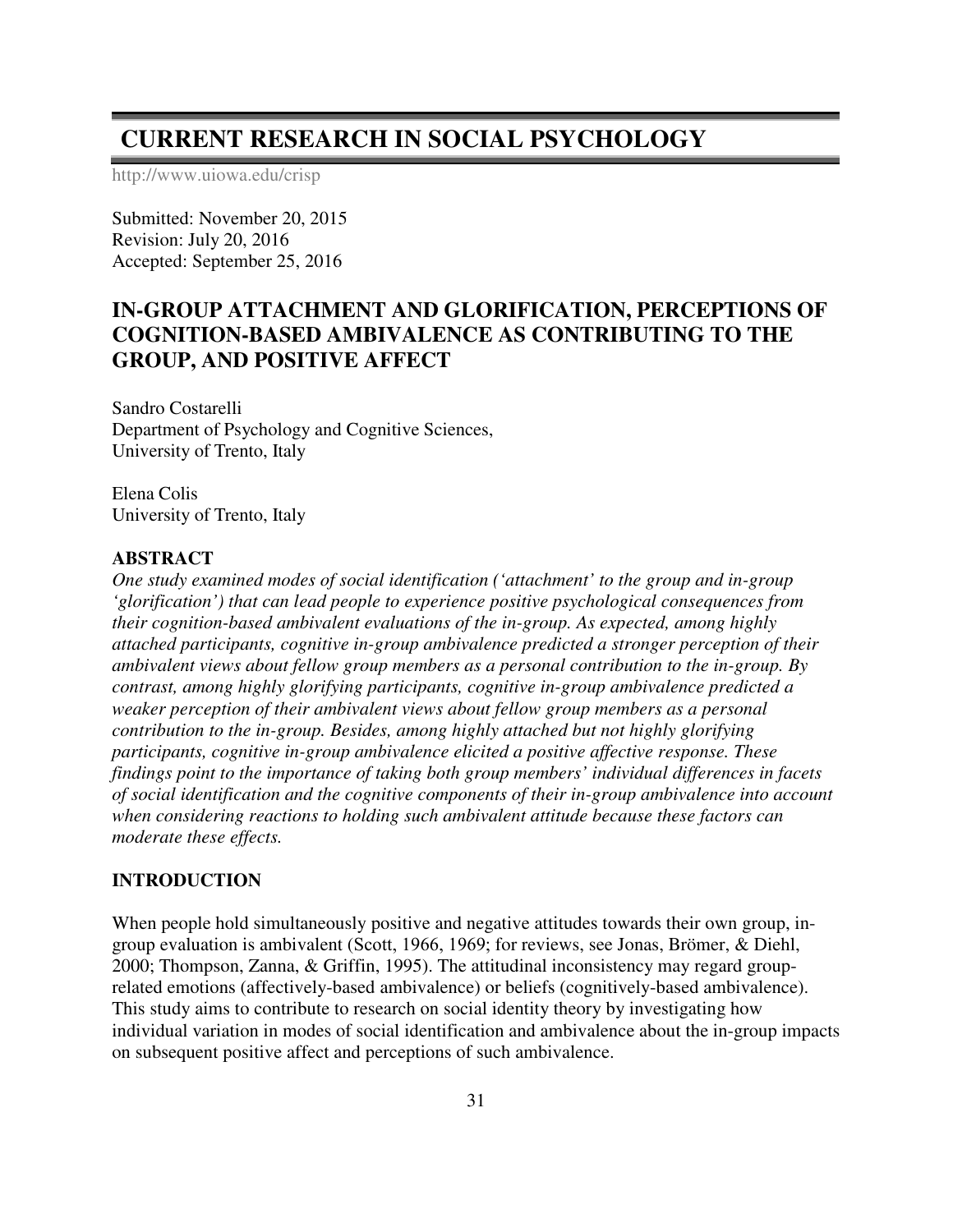# CURRENT RESEARCH IN SOCIAL PSYCHOLOGY

http://www.uiowa.edu/crisp

Submitted: November 20, 2015
Revision: July 20, 2016
Accepted: September 25, 2016

## IN-GROUP ATTACHMENT AND GLORIFICATION, PERCEPTIONS OF COGNITION-BASED AMBIVALENCE AS CONTRIBUTING TO THE GROUP, AND POSITIVE AFFECT

Sandro Costarelli
Department of Psychology and Cognitive Sciences,
University of Trento, Italy

Elena Colis
University of Trento, Italy

### ABSTRACT

*One study examined modes of social identification ('attachment' to the group and in-group 'glorification') that can lead people to experience positive psychological consequences from their cognition-based ambivalent evaluations of the in-group. As expected, among highly attached participants, cognitive in-group ambivalence predicted a stronger perception of their ambivalent views about fellow group members as a personal contribution to the in-group. By contrast, among highly glorifying participants, cognitive in-group ambivalence predicted a weaker perception of their ambivalent views about fellow group members as a personal contribution to the in-group. Besides, among highly attached but not highly glorifying participants, cognitive in-group ambivalence elicited a positive affective response. These findings point to the importance of taking both group members' individual differences in facets of social identification and the cognitive components of their in-group ambivalence into account when considering reactions to holding such ambivalent attitude because these factors can moderate these effects.*

### INTRODUCTION

When people hold simultaneously positive and negative attitudes towards their own group, in-group evaluation is ambivalent (Scott, 1966, 1969; for reviews, see Jonas, Brömer, & Diehl, 2000; Thompson, Zanna, & Griffin, 1995). The attitudinal inconsistency may regard group-related emotions (affectively-based ambivalence) or beliefs (cognitively-based ambivalence). This study aims to contribute to research on social identity theory by investigating how individual variation in modes of social identification and ambivalence about the in-group impacts on subsequent positive affect and perceptions of such ambivalence.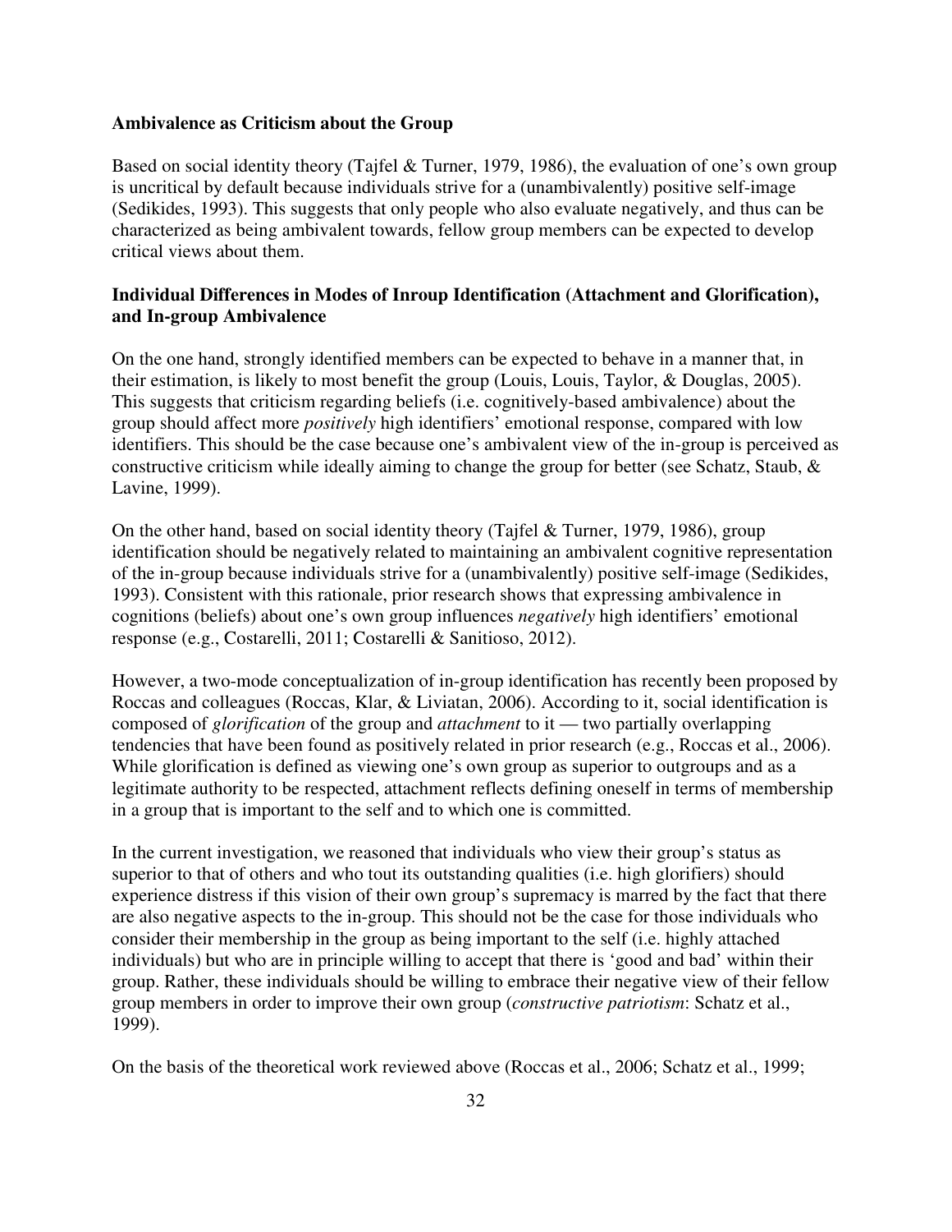**Ambivalence as Criticism about the Group**

Based on social identity theory (Tajfel & Turner, 1979, 1986), the evaluation of one's own group is uncritical by default because individuals strive for a (unambivalently) positive self-image (Sedikides, 1993). This suggests that only people who also evaluate negatively, and thus can be characterized as being ambivalent towards, fellow group members can be expected to develop critical views about them.

**Individual Differences in Modes of Inroup Identification (Attachment and Glorification), and In-group Ambivalence**

On the one hand, strongly identified members can be expected to behave in a manner that, in their estimation, is likely to most benefit the group (Louis, Louis, Taylor, & Douglas, 2005). This suggests that criticism regarding beliefs (i.e. cognitively-based ambivalence) about the group should affect more *positively* high identifiers' emotional response, compared with low identifiers. This should be the case because one's ambivalent view of the in-group is perceived as constructive criticism while ideally aiming to change the group for better (see Schatz, Staub, & Lavine, 1999).

On the other hand, based on social identity theory (Tajfel & Turner, 1979, 1986), group identification should be negatively related to maintaining an ambivalent cognitive representation of the in-group because individuals strive for a (unambivalently) positive self-image (Sedikides, 1993). Consistent with this rationale, prior research shows that expressing ambivalence in cognitions (beliefs) about one's own group influences *negatively* high identifiers' emotional response (e.g., Costarelli, 2011; Costarelli & Sanitioso, 2012).

However, a two-mode conceptualization of in-group identification has recently been proposed by Roccas and colleagues (Roccas, Klar, & Liviatan, 2006). According to it, social identification is composed of *glorification* of the group and *attachment* to it — two partially overlapping tendencies that have been found as positively related in prior research (e.g., Roccas et al., 2006). While glorification is defined as viewing one's own group as superior to outgroups and as a legitimate authority to be respected, attachment reflects defining oneself in terms of membership in a group that is important to the self and to which one is committed.

In the current investigation, we reasoned that individuals who view their group's status as superior to that of others and who tout its outstanding qualities (i.e. high glorifiers) should experience distress if this vision of their own group's supremacy is marred by the fact that there are also negative aspects to the in-group. This should not be the case for those individuals who consider their membership in the group as being important to the self (i.e. highly attached individuals) but who are in principle willing to accept that there is 'good and bad' within their group. Rather, these individuals should be willing to embrace their negative view of their fellow group members in order to improve their own group (*constructive patriotism*: Schatz et al., 1999).

On the basis of the theoretical work reviewed above (Roccas et al., 2006; Schatz et al., 1999;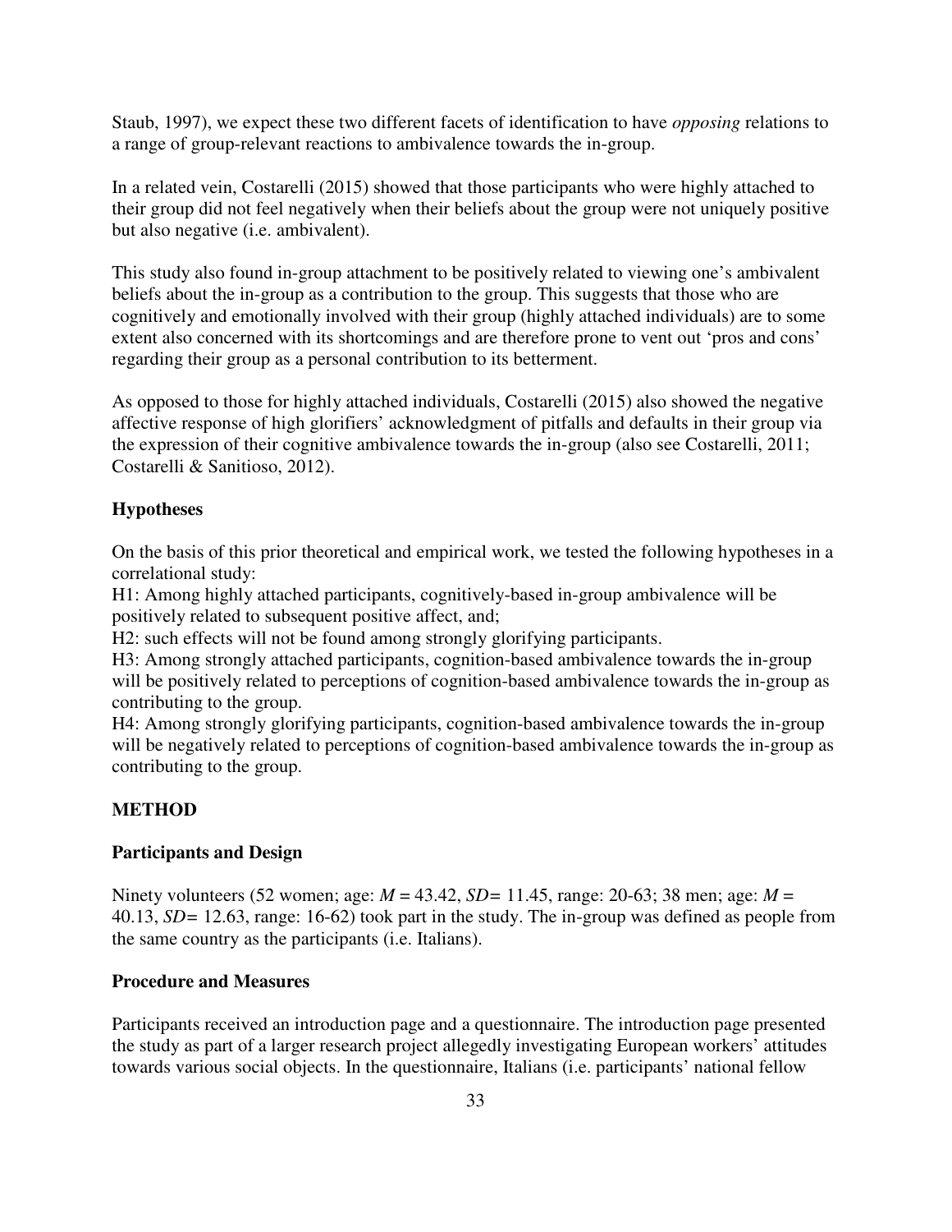Staub, 1997), we expect these two different facets of identification to have *opposing* relations to a range of group-relevant reactions to ambivalence towards the in-group.

In a related vein, Costarelli (2015) showed that those participants who were highly attached to their group did not feel negatively when their beliefs about the group were not uniquely positive but also negative (i.e. ambivalent).

This study also found in-group attachment to be positively related to viewing one's ambivalent beliefs about the in-group as a contribution to the group. This suggests that those who are cognitively and emotionally involved with their group (highly attached individuals) are to some extent also concerned with its shortcomings and are therefore prone to vent out 'pros and cons' regarding their group as a personal contribution to its betterment.

As opposed to those for highly attached individuals, Costarelli (2015) also showed the negative affective response of high glorifiers' acknowledgment of pitfalls and defaults in their group via the expression of their cognitive ambivalence towards the in-group (also see Costarelli, 2011; Costarelli & Sanitioso, 2012).

### Hypotheses

On the basis of this prior theoretical and empirical work, we tested the following hypotheses in a correlational study:

H1: Among highly attached participants, cognitively-based in-group ambivalence will be positively related to subsequent positive affect, and;

H2: such effects will not be found among strongly glorifying participants.

H3: Among strongly attached participants, cognition-based ambivalence towards the in-group will be positively related to perceptions of cognition-based ambivalence towards the in-group as contributing to the group.

H4: Among strongly glorifying participants, cognition-based ambivalence towards the in-group will be negatively related to perceptions of cognition-based ambivalence towards the in-group as contributing to the group.

## METHOD

### Participants and Design

Ninety volunteers (52 women; age: $M$ = 43.42, $SD$= 11.45, range: 20-63; 38 men; age: $M$ = 40.13, $SD$= 12.63, range: 16-62) took part in the study. The in-group was defined as people from the same country as the participants (i.e. Italians).

### Procedure and Measures

Participants received an introduction page and a questionnaire. The introduction page presented the study as part of a larger research project allegedly investigating European workers' attitudes towards various social objects. In the questionnaire, Italians (i.e. participants' national fellow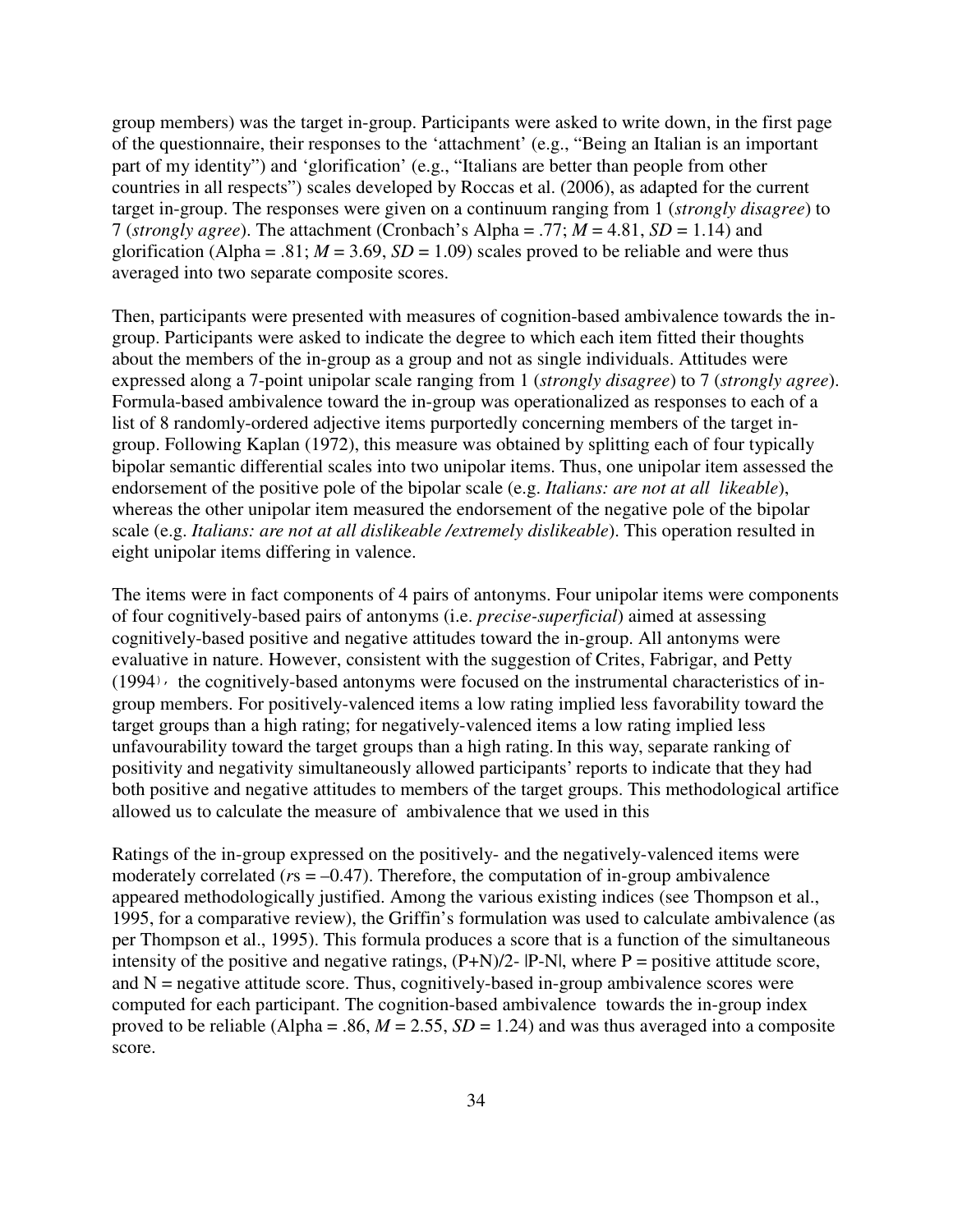group members) was the target in-group. Participants were asked to write down, in the first page of the questionnaire, their responses to the 'attachment' (e.g., "Being an Italian is an important part of my identity") and 'glorification' (e.g., "Italians are better than people from other countries in all respects") scales developed by Roccas et al. (2006), as adapted for the current target in-group. The responses were given on a continuum ranging from 1 (*strongly disagree*) to 7 (*strongly agree*). The attachment (Cronbach's Alpha = .77; *M* = 4.81, *SD* = 1.14) and glorification (Alpha = .81; *M* = 3.69, *SD* = 1.09) scales proved to be reliable and were thus averaged into two separate composite scores.

Then, participants were presented with measures of cognition-based ambivalence towards the in-group. Participants were asked to indicate the degree to which each item fitted their thoughts about the members of the in-group as a group and not as single individuals. Attitudes were expressed along a 7-point unipolar scale ranging from 1 (*strongly disagree*) to 7 (*strongly agree*). Formula-based ambivalence toward the in-group was operationalized as responses to each of a list of 8 randomly-ordered adjective items purportedly concerning members of the target in-group. Following Kaplan (1972), this measure was obtained by splitting each of four typically bipolar semantic differential scales into two unipolar items. Thus, one unipolar item assessed the endorsement of the positive pole of the bipolar scale (e.g. *Italians: are not at all likeable*), whereas the other unipolar item measured the endorsement of the negative pole of the bipolar scale (e.g. *Italians: are not at all dislikeable /extremely dislikeable*). This operation resulted in eight unipolar items differing in valence.

The items were in fact components of 4 pairs of antonyms. Four unipolar items were components of four cognitively-based pairs of antonyms (i.e. *precise-superficial*) aimed at assessing cognitively-based positive and negative attitudes toward the in-group. All antonyms were evaluative in nature. However, consistent with the suggestion of Crites, Fabrigar, and Petty (1994), the cognitively-based antonyms were focused on the instrumental characteristics of in-group members. For positively-valenced items a low rating implied less favorability toward the target groups than a high rating; for negatively-valenced items a low rating implied less unfavourability toward the target groups than a high rating. In this way, separate ranking of positivity and negativity simultaneously allowed participants' reports to indicate that they had both positive and negative attitudes to members of the target groups. This methodological artifice allowed us to calculate the measure of ambivalence that we used in this

Ratings of the in-group expressed on the positively- and the negatively-valenced items were moderately correlated (*r*s = –0.47). Therefore, the computation of in-group ambivalence appeared methodologically justified. Among the various existing indices (see Thompson et al., 1995, for a comparative review), the Griffin's formulation was used to calculate ambivalence (as per Thompson et al., 1995). This formula produces a score that is a function of the simultaneous intensity of the positive and negative ratings, $(P+N)/2 - |P-N|$, where P = positive attitude score, and N = negative attitude score. Thus, cognitively-based in-group ambivalence scores were computed for each participant. The cognition-based ambivalence towards the in-group index proved to be reliable (Alpha = .86, *M* = 2.55, *SD* = 1.24) and was thus averaged into a composite score.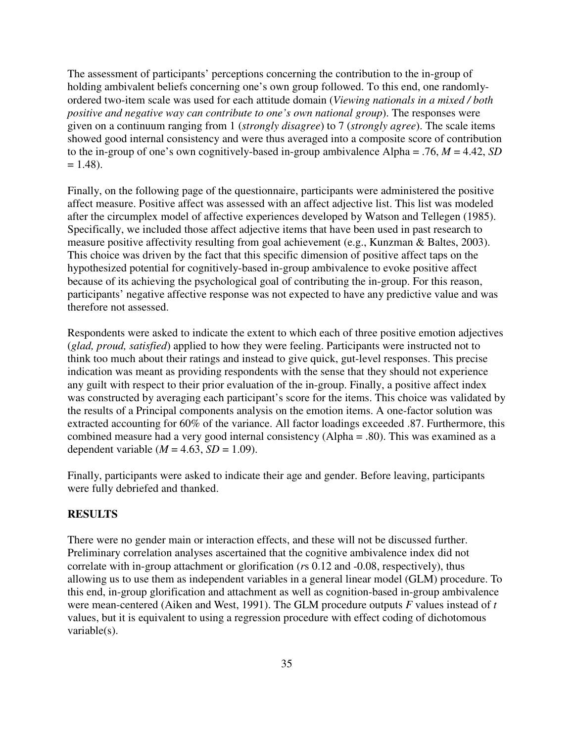The assessment of participants' perceptions concerning the contribution to the in-group of holding ambivalent beliefs concerning one's own group followed. To this end, one randomly-ordered two-item scale was used for each attitude domain (*Viewing nationals in a mixed / both positive and negative way can contribute to one's own national group*). The responses were given on a continuum ranging from 1 (*strongly disagree*) to 7 (*strongly agree*). The scale items showed good internal consistency and were thus averaged into a composite score of contribution to the in-group of one's own cognitively-based in-group ambivalence Alpha = .76, $M = 4.42$, $SD = 1.48$).

Finally, on the following page of the questionnaire, participants were administered the positive affect measure. Positive affect was assessed with an affect adjective list. This list was modeled after the circumplex model of affective experiences developed by Watson and Tellegen (1985). Specifically, we included those affect adjective items that have been used in past research to measure positive affectivity resulting from goal achievement (e.g., Kunzman & Baltes, 2003). This choice was driven by the fact that this specific dimension of positive affect taps on the hypothesized potential for cognitively-based in-group ambivalence to evoke positive affect because of its achieving the psychological goal of contributing the in-group. For this reason, participants' negative affective response was not expected to have any predictive value and was therefore not assessed.

Respondents were asked to indicate the extent to which each of three positive emotion adjectives (*glad, proud, satisfied*) applied to how they were feeling. Participants were instructed not to think too much about their ratings and instead to give quick, gut-level responses. This precise indication was meant as providing respondents with the sense that they should not experience any guilt with respect to their prior evaluation of the in-group. Finally, a positive affect index was constructed by averaging each participant's score for the items. This choice was validated by the results of a Principal components analysis on the emotion items. A one-factor solution was extracted accounting for 60% of the variance. All factor loadings exceeded .87. Furthermore, this combined measure had a very good internal consistency (Alpha = .80). This was examined as a dependent variable ($M = 4.63$, $SD = 1.09$).

Finally, participants were asked to indicate their age and gender. Before leaving, participants were fully debriefed and thanked.

**RESULTS**

There were no gender main or interaction effects, and these will not be discussed further. Preliminary correlation analyses ascertained that the cognitive ambivalence index did not correlate with in-group attachment or glorification (*r*s 0.12 and -0.08, respectively), thus allowing us to use them as independent variables in a general linear model (GLM) procedure. To this end, in-group glorification and attachment as well as cognition-based in-group ambivalence were mean-centered (Aiken and West, 1991). The GLM procedure outputs $F$ values instead of $t$ values, but it is equivalent to using a regression procedure with effect coding of dichotomous variable(s).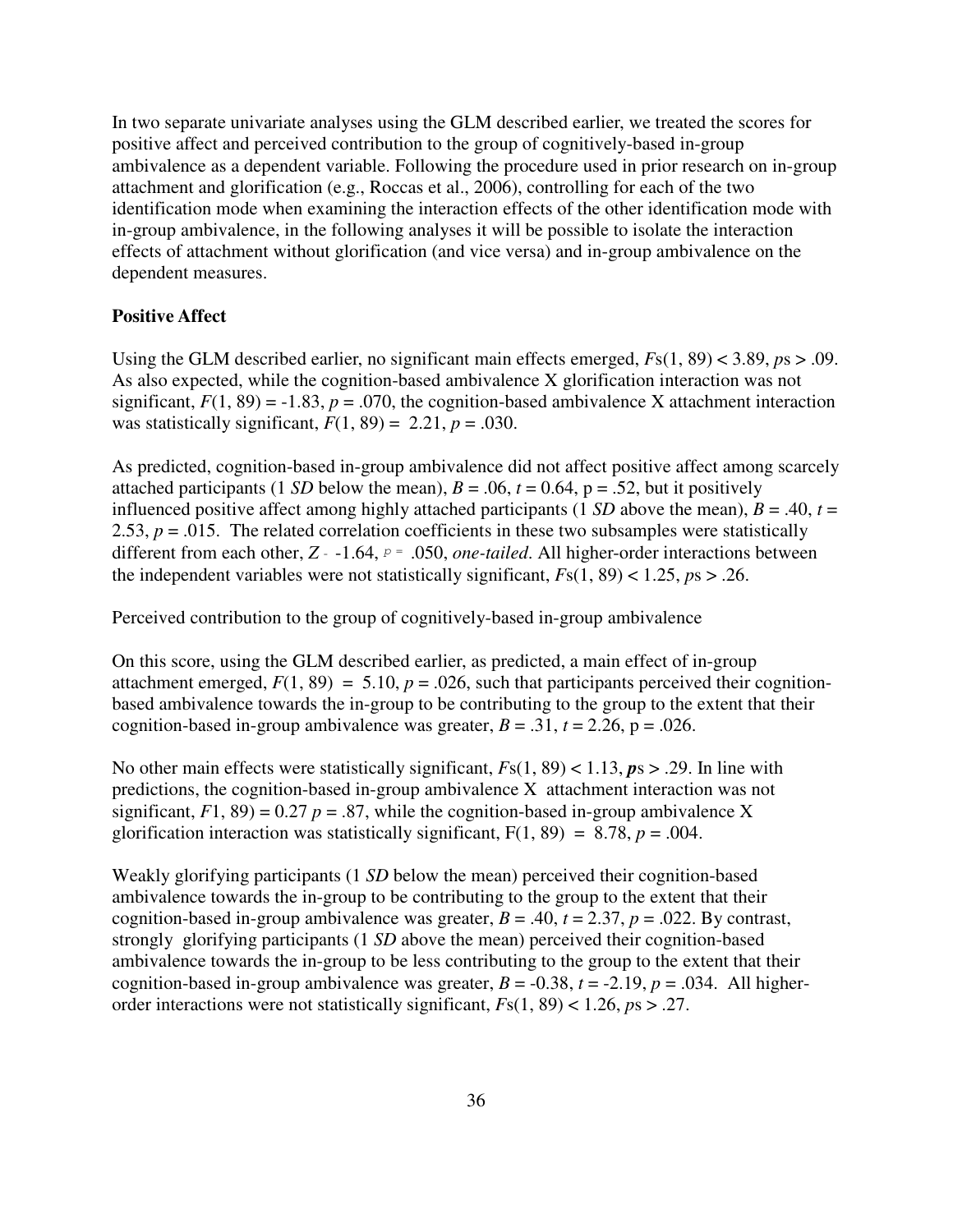In two separate univariate analyses using the GLM described earlier, we treated the scores for positive affect and perceived contribution to the group of cognitively-based in-group ambivalence as a dependent variable. Following the procedure used in prior research on in-group attachment and glorification (e.g., Roccas et al., 2006), controlling for each of the two identification mode when examining the interaction effects of the other identification mode with in-group ambivalence, in the following analyses it will be possible to isolate the interaction effects of attachment without glorification (and vice versa) and in-group ambivalence on the dependent measures.

**Positive Affect**

Using the GLM described earlier, no significant main effects emerged, $Fs(1, 89) < 3.89$, $ps > .09$. As also expected, while the cognition-based ambivalence X glorification interaction was not significant, $F(1, 89) = -1.83$, $p = .070$, the cognition-based ambivalence X attachment interaction was statistically significant, $F(1, 89) = 2.21$, $p = .030$.

As predicted, cognition-based in-group ambivalence did not affect positive affect among scarcely attached participants (1 *SD* below the mean), $B = .06$, $t = 0.64$, $p = .52$, but it positively influenced positive affect among highly attached participants (1 *SD* above the mean), $B = .40$, $t = 2.53$, $p = .015$. The related correlation coefficients in these two subsamples were statistically different from each other, $Z = -1.64$, $p = .050$, *one-tailed*. All higher-order interactions between the independent variables were not statistically significant, $Fs(1, 89) < 1.25$, $ps > .26$.

Perceived contribution to the group of cognitively-based in-group ambivalence

On this score, using the GLM described earlier, as predicted, a main effect of in-group attachment emerged, $F(1, 89) = 5.10$, $p = .026$, such that participants perceived their cognition-based ambivalence towards the in-group to be contributing to the group to the extent that their cognition-based in-group ambivalence was greater, $B = .31$, $t = 2.26$, $p = .026$.

No other main effects were statistically significant, $Fs(1, 89) < 1.13$, $ps > .29$. In line with predictions, the cognition-based in-group ambivalence X attachment interaction was not significant, $F1, 89) = 0.27$ $p = .87$, while the cognition-based in-group ambivalence X glorification interaction was statistically significant, $F(1, 89) = 8.78$, $p = .004$.

Weakly glorifying participants (1 *SD* below the mean) perceived their cognition-based ambivalence towards the in-group to be contributing to the group to the extent that their cognition-based in-group ambivalence was greater, $B = .40$, $t = 2.37$, $p = .022$. By contrast, strongly glorifying participants (1 *SD* above the mean) perceived their cognition-based ambivalence towards the in-group to be less contributing to the group to the extent that their cognition-based in-group ambivalence was greater, $B = -0.38$, $t = -2.19$, $p = .034$. All higher-order interactions were not statistically significant, $Fs(1, 89) < 1.26$, $ps > .27$.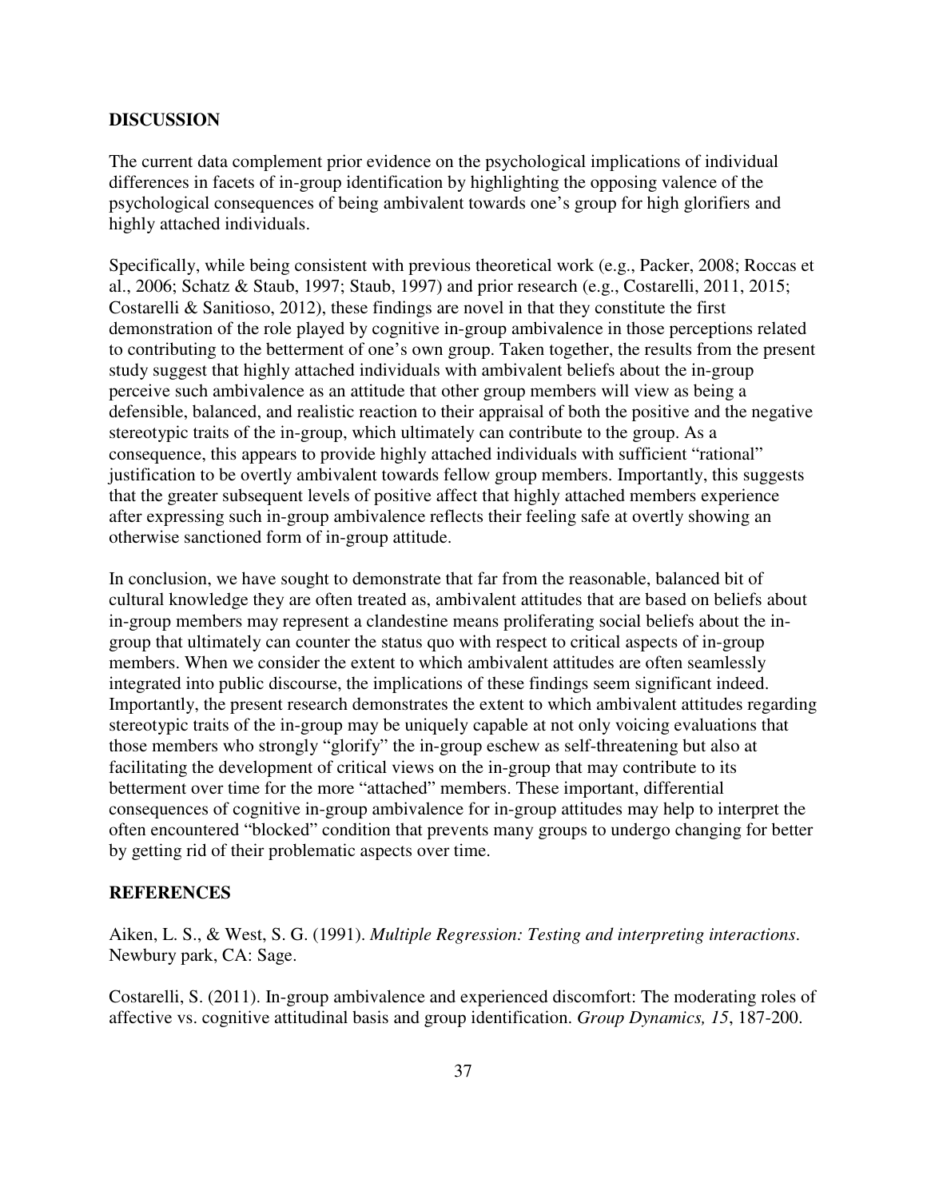## DISCUSSION

The current data complement prior evidence on the psychological implications of individual differences in facets of in-group identification by highlighting the opposing valence of the psychological consequences of being ambivalent towards one's group for high glorifiers and highly attached individuals.

Specifically, while being consistent with previous theoretical work (e.g., Packer, 2008; Roccas et al., 2006; Schatz & Staub, 1997; Staub, 1997) and prior research (e.g., Costarelli, 2011, 2015; Costarelli & Sanitioso, 2012), these findings are novel in that they constitute the first demonstration of the role played by cognitive in-group ambivalence in those perceptions related to contributing to the betterment of one's own group. Taken together, the results from the present study suggest that highly attached individuals with ambivalent beliefs about the in-group perceive such ambivalence as an attitude that other group members will view as being a defensible, balanced, and realistic reaction to their appraisal of both the positive and the negative stereotypic traits of the in-group, which ultimately can contribute to the group. As a consequence, this appears to provide highly attached individuals with sufficient "rational" justification to be overtly ambivalent towards fellow group members. Importantly, this suggests that the greater subsequent levels of positive affect that highly attached members experience after expressing such in-group ambivalence reflects their feeling safe at overtly showing an otherwise sanctioned form of in-group attitude.

In conclusion, we have sought to demonstrate that far from the reasonable, balanced bit of cultural knowledge they are often treated as, ambivalent attitudes that are based on beliefs about in-group members may represent a clandestine means proliferating social beliefs about the in-group that ultimately can counter the status quo with respect to critical aspects of in-group members. When we consider the extent to which ambivalent attitudes are often seamlessly integrated into public discourse, the implications of these findings seem significant indeed. Importantly, the present research demonstrates the extent to which ambivalent attitudes regarding stereotypic traits of the in-group may be uniquely capable at not only voicing evaluations that those members who strongly "glorify" the in-group eschew as self-threatening but also at facilitating the development of critical views on the in-group that may contribute to its betterment over time for the more "attached" members. These important, differential consequences of cognitive in-group ambivalence for in-group attitudes may help to interpret the often encountered "blocked" condition that prevents many groups to undergo changing for better by getting rid of their problematic aspects over time.

## REFERENCES

Aiken, L. S., & West, S. G. (1991). *Multiple Regression: Testing and interpreting interactions*. Newbury park, CA: Sage.

Costarelli, S. (2011). In-group ambivalence and experienced discomfort: The moderating roles of affective vs. cognitive attitudinal basis and group identification. *Group Dynamics, 15*, 187-200.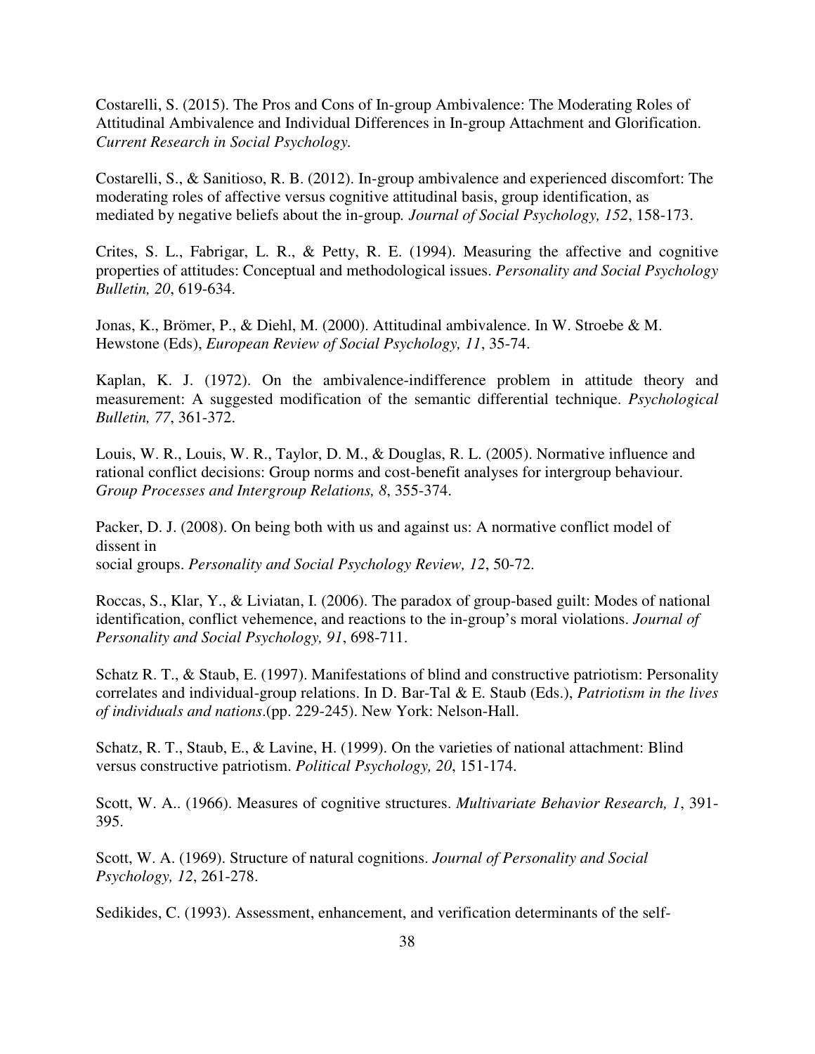Costarelli, S. (2015). The Pros and Cons of In-group Ambivalence: The Moderating Roles of Attitudinal Ambivalence and Individual Differences in In-group Attachment and Glorification. *Current Research in Social Psychology.*

Costarelli, S., & Sanitioso, R. B. (2012). In-group ambivalence and experienced discomfort: The moderating roles of affective versus cognitive attitudinal basis, group identification, as mediated by negative beliefs about the in-group*. Journal of Social Psychology, 152*, 158-173.

Crites, S. L., Fabrigar, L. R., & Petty, R. E. (1994). Measuring the affective and cognitive properties of attitudes: Conceptual and methodological issues. *Personality and Social Psychology Bulletin, 20*, 619-634.

Jonas, K., Brömer, P., & Diehl, M. (2000). Attitudinal ambivalence. In W. Stroebe & M. Hewstone (Eds), *European Review of Social Psychology, 11*, 35-74.

Kaplan, K. J. (1972). On the ambivalence-indifference problem in attitude theory and measurement: A suggested modification of the semantic differential technique. *Psychological Bulletin, 77*, 361-372.

Louis, W. R., Louis, W. R., Taylor, D. M., & Douglas, R. L. (2005). Normative influence and rational conflict decisions: Group norms and cost-benefit analyses for intergroup behaviour. *Group Processes and Intergroup Relations, 8*, 355-374.

Packer, D. J. (2008). On being both with us and against us: A normative conflict model of dissent in
social groups. *Personality and Social Psychology Review, 12*, 50-72.

Roccas, S., Klar, Y., & Liviatan, I. (2006). The paradox of group-based guilt: Modes of national identification, conflict vehemence, and reactions to the in-group's moral violations. *Journal of Personality and Social Psychology, 91*, 698-711.

Schatz R. T., & Staub, E. (1997). Manifestations of blind and constructive patriotism: Personality correlates and individual-group relations. In D. Bar-Tal & E. Staub (Eds.), *Patriotism in the lives of individuals and nations*.(pp. 229-245). New York: Nelson-Hall.

Schatz, R. T., Staub, E., & Lavine, H. (1999). On the varieties of national attachment: Blind versus constructive patriotism. *Political Psychology, 20*, 151-174.

Scott, W. A.. (1966). Measures of cognitive structures. *Multivariate Behavior Research, 1*, 391-395.

Scott, W. A. (1969). Structure of natural cognitions. *Journal of Personality and Social Psychology, 12*, 261-278.

Sedikides, C. (1993). Assessment, enhancement, and verification determinants of the self-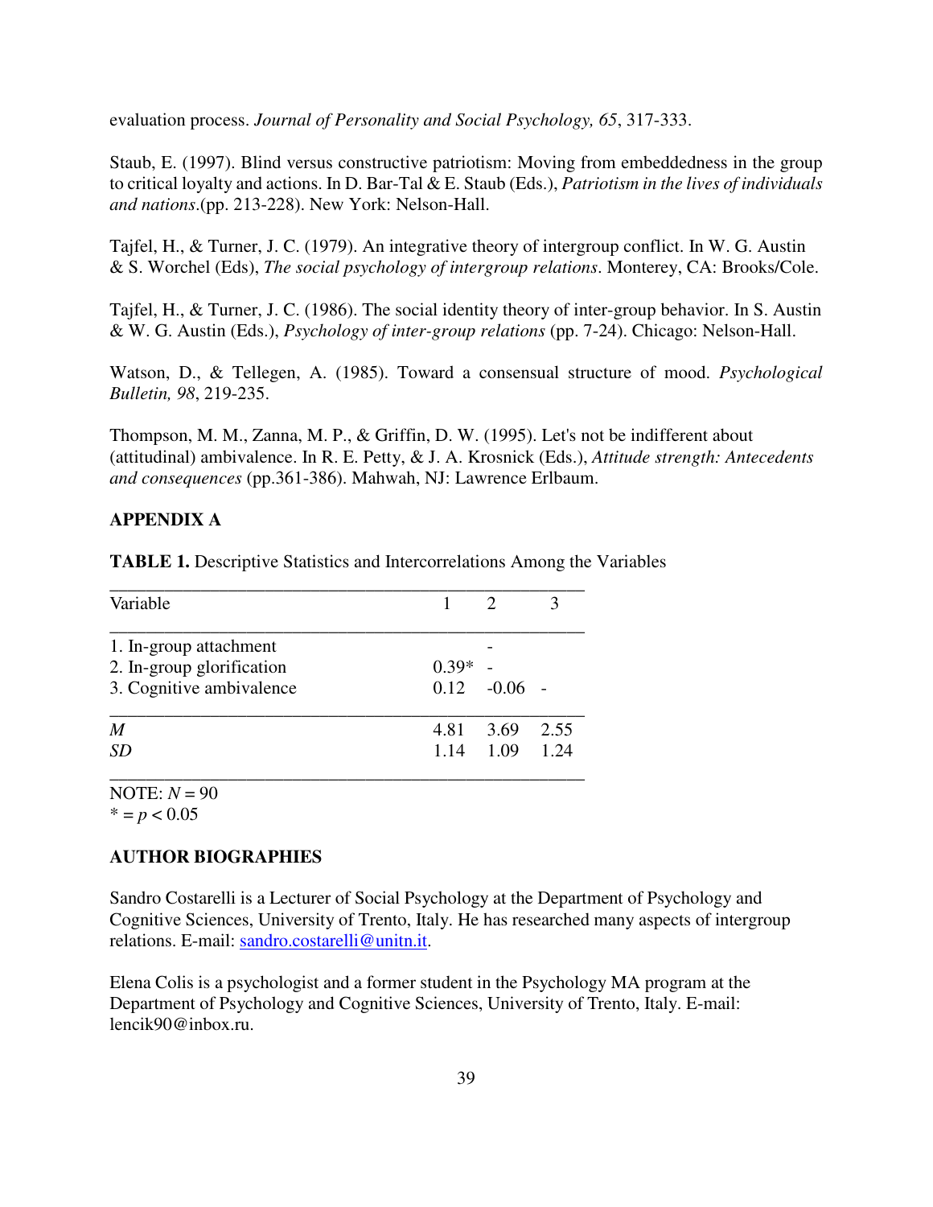evaluation process. *Journal of Personality and Social Psychology, 65*, 317-333.

Staub, E. (1997). Blind versus constructive patriotism: Moving from embeddedness in the group to critical loyalty and actions. In D. Bar-Tal & E. Staub (Eds.), *Patriotism in the lives of individuals and nations*.(pp. 213-228). New York: Nelson-Hall.

Tajfel, H., & Turner, J. C. (1979). An integrative theory of intergroup conflict. In W. G. Austin & S. Worchel (Eds), *The social psychology of intergroup relations*. Monterey, CA: Brooks/Cole.

Tajfel, H., & Turner, J. C. (1986). The social identity theory of inter-group behavior. In S. Austin & W. G. Austin (Eds.), *Psychology of inter-group relations* (pp. 7-24). Chicago: Nelson-Hall.

Watson, D., & Tellegen, A. (1985). Toward a consensual structure of mood. *Psychological Bulletin, 98*, 219-235.

Thompson, M. M., Zanna, M. P., & Griffin, D. W. (1995). Let's not be indifferent about (attitudinal) ambivalence. In R. E. Petty, & J. A. Krosnick (Eds.), *Attitude strength: Antecedents and consequences* (pp.361-386). Mahwah, NJ: Lawrence Erlbaum.

## APPENDIX A

**TABLE 1.** Descriptive Statistics and Intercorrelations Among the Variables

| Variable | 1 | 2 | 3 |
|---|---|---|---|
| 1. In-group attachment | - | | |
| 2. In-group glorification | 0.39* | - | |
| 3. Cognitive ambivalence | 0.12 | -0.06 | - |
| *M* | 4.81 | 3.69 | 2.55 |
| *SD* | 1.14 | 1.09 | 1.24 |

NOTE: $N = 90$
\* = $p < 0.05$

## AUTHOR BIOGRAPHIES

Sandro Costarelli is a Lecturer of Social Psychology at the Department of Psychology and Cognitive Sciences, University of Trento, Italy. He has researched many aspects of intergroup relations. E-mail: sandro.costarelli@unitn.it.

Elena Colis is a psychologist and a former student in the Psychology MA program at the Department of Psychology and Cognitive Sciences, University of Trento, Italy. E-mail: lencik90@inbox.ru.